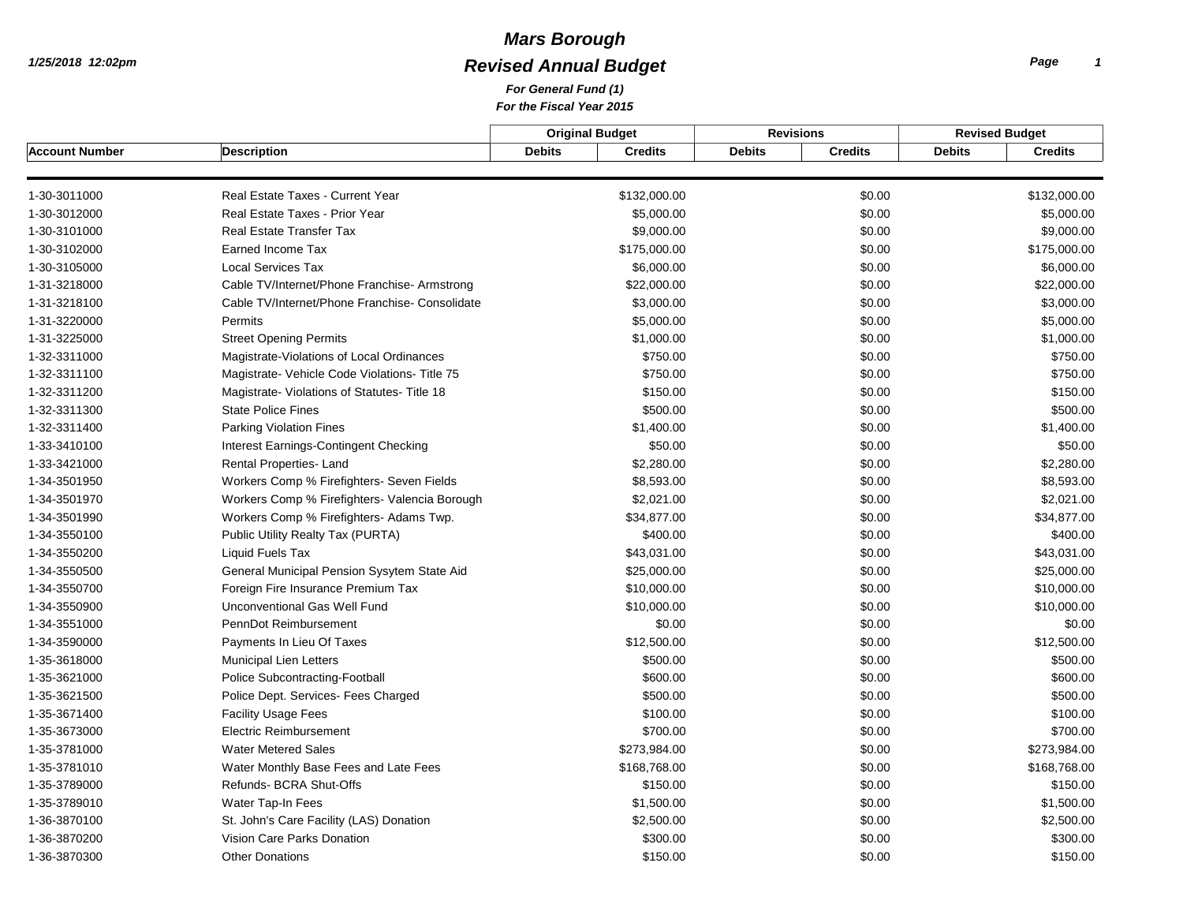# Mars Borough

## Revised Annual Budget

*For General Fund (1)*

*For the Fiscal Year 2015*

| Account Number | Description | Original Budget | | Revisions | | Revised Budget | |
|---|---|---|---|---|---|---|---|
| | | Debits | Credits | Debits | Credits | Debits | Credits |
| 1-30-3011000 | Real Estate Taxes - Current Year | | $132,000.00 | | $0.00 | | $132,000.00 |
| 1-30-3012000 | Real Estate Taxes - Prior Year | | $5,000.00 | | $0.00 | | $5,000.00 |
| 1-30-3101000 | Real Estate Transfer Tax | | $9,000.00 | | $0.00 | | $9,000.00 |
| 1-30-3102000 | Earned Income Tax | | $175,000.00 | | $0.00 | | $175,000.00 |
| 1-30-3105000 | Local Services Tax | | $6,000.00 | | $0.00 | | $6,000.00 |
| 1-31-3218000 | Cable TV/Internet/Phone Franchise- Armstrong | | $22,000.00 | | $0.00 | | $22,000.00 |
| 1-31-3218100 | Cable TV/Internet/Phone Franchise- Consolidate | | $3,000.00 | | $0.00 | | $3,000.00 |
| 1-31-3220000 | Permits | | $5,000.00 | | $0.00 | | $5,000.00 |
| 1-31-3225000 | Street Opening Permits | | $1,000.00 | | $0.00 | | $1,000.00 |
| 1-32-3311000 | Magistrate-Violations of Local Ordinances | | $750.00 | | $0.00 | | $750.00 |
| 1-32-3311100 | Magistrate- Vehicle Code Violations- Title 75 | | $750.00 | | $0.00 | | $750.00 |
| 1-32-3311200 | Magistrate- Violations of Statutes- Title 18 | | $150.00 | | $0.00 | | $150.00 |
| 1-32-3311300 | State Police Fines | | $500.00 | | $0.00 | | $500.00 |
| 1-32-3311400 | Parking Violation Fines | | $1,400.00 | | $0.00 | | $1,400.00 |
| 1-33-3410100 | Interest Earnings-Contingent Checking | | $50.00 | | $0.00 | | $50.00 |
| 1-33-3421000 | Rental Properties- Land | | $2,280.00 | | $0.00 | | $2,280.00 |
| 1-34-3501950 | Workers Comp % Firefighters- Seven Fields | | $8,593.00 | | $0.00 | | $8,593.00 |
| 1-34-3501970 | Workers Comp % Firefighters- Valencia Borough | | $2,021.00 | | $0.00 | | $2,021.00 |
| 1-34-3501990 | Workers Comp % Firefighters- Adams Twp. | | $34,877.00 | | $0.00 | | $34,877.00 |
| 1-34-3550100 | Public Utility Realty Tax (PURTA) | | $400.00 | | $0.00 | | $400.00 |
| 1-34-3550200 | Liquid Fuels Tax | | $43,031.00 | | $0.00 | | $43,031.00 |
| 1-34-3550500 | General Municipal Pension Sysytem State Aid | | $25,000.00 | | $0.00 | | $25,000.00 |
| 1-34-3550700 | Foreign Fire Insurance Premium Tax | | $10,000.00 | | $0.00 | | $10,000.00 |
| 1-34-3550900 | Unconventional Gas Well Fund | | $10,000.00 | | $0.00 | | $10,000.00 |
| 1-34-3551000 | PennDot Reimbursement | | $0.00 | | $0.00 | | $0.00 |
| 1-34-3590000 | Payments In Lieu Of Taxes | | $12,500.00 | | $0.00 | | $12,500.00 |
| 1-35-3618000 | Municipal Lien Letters | | $500.00 | | $0.00 | | $500.00 |
| 1-35-3621000 | Police Subcontracting-Football | | $600.00 | | $0.00 | | $600.00 |
| 1-35-3621500 | Police Dept. Services- Fees Charged | | $500.00 | | $0.00 | | $500.00 |
| 1-35-3671400 | Facility Usage Fees | | $100.00 | | $0.00 | | $100.00 |
| 1-35-3673000 | Electric Reimbursement | | $700.00 | | $0.00 | | $700.00 |
| 1-35-3781000 | Water Metered Sales | | $273,984.00 | | $0.00 | | $273,984.00 |
| 1-35-3781010 | Water Monthly Base Fees and Late Fees | | $168,768.00 | | $0.00 | | $168,768.00 |
| 1-35-3789000 | Refunds- BCRA Shut-Offs | | $150.00 | | $0.00 | | $150.00 |
| 1-35-3789010 | Water Tap-In Fees | | $1,500.00 | | $0.00 | | $1,500.00 |
| 1-36-3870100 | St. John's Care Facility (LAS) Donation | | $2,500.00 | | $0.00 | | $2,500.00 |
| 1-36-3870200 | Vision Care Parks Donation | | $300.00 | | $0.00 | | $300.00 |
| 1-36-3870300 | Other Donations | | $150.00 | | $0.00 | | $150.00 |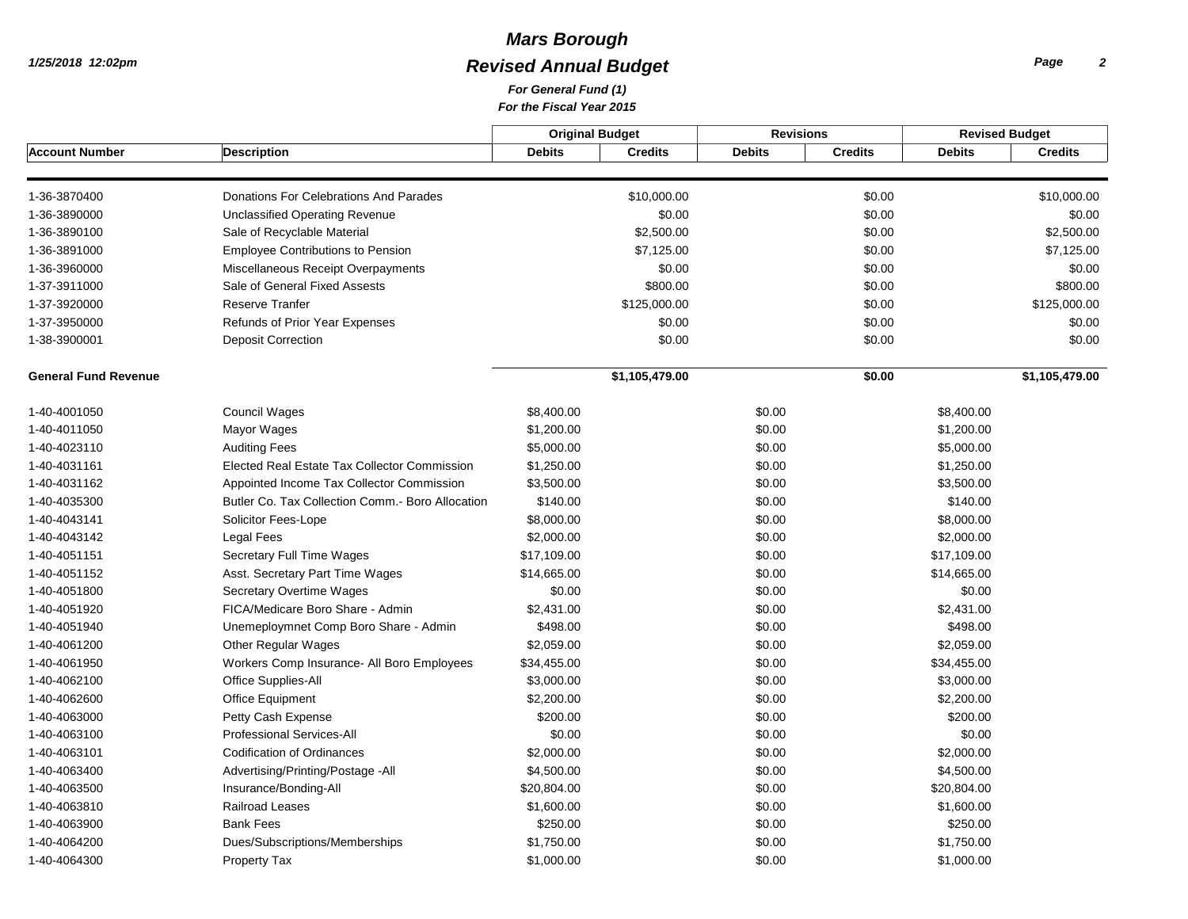# Mars Borough

## Revised Annual Budget

*For General Fund (1)*

*For the Fiscal Year 2015*

| | | Original Budget | | Revisions | | Revised Budget | |
|---|---|---|---|---|---|---|---|
| **Account Number** | **Description** | **Debits** | **Credits** | **Debits** | **Credits** | **Debits** | **Credits** |
| 1-36-3870400 | Donations For Celebrations And Parades | | $10,000.00 | | $0.00 | | $10,000.00 |
| 1-36-3890000 | Unclassified Operating Revenue | | $0.00 | | $0.00 | | $0.00 |
| 1-36-3890100 | Sale of Recyclable Material | | $2,500.00 | | $0.00 | | $2,500.00 |
| 1-36-3891000 | Employee Contributions to Pension | | $7,125.00 | | $0.00 | | $7,125.00 |
| 1-36-3960000 | Miscellaneous Receipt Overpayments | | $0.00 | | $0.00 | | $0.00 |
| 1-37-3911000 | Sale of General Fixed Assests | | $800.00 | | $0.00 | | $800.00 |
| 1-37-3920000 | Reserve Tranfer | | $125,000.00 | | $0.00 | | $125,000.00 |
| 1-37-3950000 | Refunds of Prior Year Expenses | | $0.00 | | $0.00 | | $0.00 |
| 1-38-3900001 | Deposit Correction | | $0.00 | | $0.00 | | $0.00 |
| **General Fund Revenue** | | | **$1,105,479.00** | | **$0.00** | | **$1,105,479.00** |
| 1-40-4001050 | Council Wages | $8,400.00 | | $0.00 | | $8,400.00 | |
| 1-40-4011050 | Mayor Wages | $1,200.00 | | $0.00 | | $1,200.00 | |
| 1-40-4023110 | Auditing Fees | $5,000.00 | | $0.00 | | $5,000.00 | |
| 1-40-4031161 | Elected Real Estate Tax Collector Commission | $1,250.00 | | $0.00 | | $1,250.00 | |
| 1-40-4031162 | Appointed Income Tax Collector Commission | $3,500.00 | | $0.00 | | $3,500.00 | |
| 1-40-4035300 | Butler Co. Tax Collection Comm.- Boro Allocation | $140.00 | | $0.00 | | $140.00 | |
| 1-40-4043141 | Solicitor Fees-Lope | $8,000.00 | | $0.00 | | $8,000.00 | |
| 1-40-4043142 | Legal Fees | $2,000.00 | | $0.00 | | $2,000.00 | |
| 1-40-4051151 | Secretary Full Time Wages | $17,109.00 | | $0.00 | | $17,109.00 | |
| 1-40-4051152 | Asst. Secretary Part Time Wages | $14,665.00 | | $0.00 | | $14,665.00 | |
| 1-40-4051800 | Secretary Overtime Wages | $0.00 | | $0.00 | | $0.00 | |
| 1-40-4051920 | FICA/Medicare Boro Share - Admin | $2,431.00 | | $0.00 | | $2,431.00 | |
| 1-40-4051940 | Unemeploymnet Comp Boro Share - Admin | $498.00 | | $0.00 | | $498.00 | |
| 1-40-4061200 | Other Regular Wages | $2,059.00 | | $0.00 | | $2,059.00 | |
| 1-40-4061950 | Workers Comp Insurance- All Boro Employees | $34,455.00 | | $0.00 | | $34,455.00 | |
| 1-40-4062100 | Office Supplies-All | $3,000.00 | | $0.00 | | $3,000.00 | |
| 1-40-4062600 | Office Equipment | $2,200.00 | | $0.00 | | $2,200.00 | |
| 1-40-4063000 | Petty Cash Expense | $200.00 | | $0.00 | | $200.00 | |
| 1-40-4063100 | Professional Services-All | $0.00 | | $0.00 | | $0.00 | |
| 1-40-4063101 | Codification of Ordinances | $2,000.00 | | $0.00 | | $2,000.00 | |
| 1-40-4063400 | Advertising/Printing/Postage -All | $4,500.00 | | $0.00 | | $4,500.00 | |
| 1-40-4063500 | Insurance/Bonding-All | $20,804.00 | | $0.00 | | $20,804.00 | |
| 1-40-4063810 | Railroad Leases | $1,600.00 | | $0.00 | | $1,600.00 | |
| 1-40-4063900 | Bank Fees | $250.00 | | $0.00 | | $250.00 | |
| 1-40-4064200 | Dues/Subscriptions/Memberships | $1,750.00 | | $0.00 | | $1,750.00 | |
| 1-40-4064300 | Property Tax | $1,000.00 | | $0.00 | | $1,000.00 | |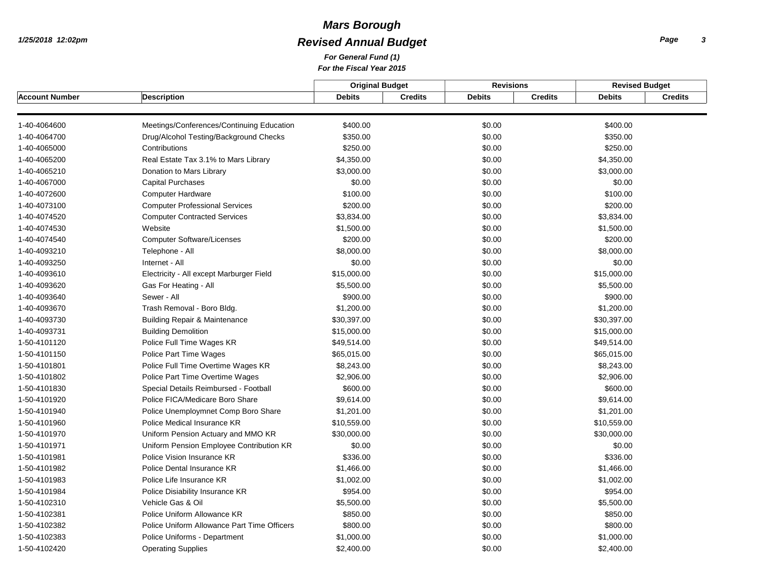# Mars Borough

## Revised Annual Budget

*For General Fund (1)*

*For the Fiscal Year 2015*

| | | Original Budget | | Revisions | | Revised Budget | |
|---|---|---|---|---|---|---|---|
| **Account Number** | **Description** | **Debits** | **Credits** | **Debits** | **Credits** | **Debits** | **Credits** |
| 1-40-4064600 | Meetings/Conferences/Continuing Education | $400.00 | | $0.00 | | $400.00 | |
| 1-40-4064700 | Drug/Alcohol Testing/Background Checks | $350.00 | | $0.00 | | $350.00 | |
| 1-40-4065000 | Contributions | $250.00 | | $0.00 | | $250.00 | |
| 1-40-4065200 | Real Estate Tax 3.1% to Mars Library | $4,350.00 | | $0.00 | | $4,350.00 | |
| 1-40-4065210 | Donation to Mars Library | $3,000.00 | | $0.00 | | $3,000.00 | |
| 1-40-4067000 | Capital Purchases | $0.00 | | $0.00 | | $0.00 | |
| 1-40-4072600 | Computer Hardware | $100.00 | | $0.00 | | $100.00 | |
| 1-40-4073100 | Computer Professional Services | $200.00 | | $0.00 | | $200.00 | |
| 1-40-4074520 | Computer Contracted Services | $3,834.00 | | $0.00 | | $3,834.00 | |
| 1-40-4074530 | Website | $1,500.00 | | $0.00 | | $1,500.00 | |
| 1-40-4074540 | Computer Software/Licenses | $200.00 | | $0.00 | | $200.00 | |
| 1-40-4093210 | Telephone - All | $8,000.00 | | $0.00 | | $8,000.00 | |
| 1-40-4093250 | Internet - All | $0.00 | | $0.00 | | $0.00 | |
| 1-40-4093610 | Electricity - All except Marburger Field | $15,000.00 | | $0.00 | | $15,000.00 | |
| 1-40-4093620 | Gas For Heating - All | $5,500.00 | | $0.00 | | $5,500.00 | |
| 1-40-4093640 | Sewer - All | $900.00 | | $0.00 | | $900.00 | |
| 1-40-4093670 | Trash Removal - Boro Bldg. | $1,200.00 | | $0.00 | | $1,200.00 | |
| 1-40-4093730 | Building Repair & Maintenance | $30,397.00 | | $0.00 | | $30,397.00 | |
| 1-40-4093731 | Building Demolition | $15,000.00 | | $0.00 | | $15,000.00 | |
| 1-50-4101120 | Police Full Time Wages KR | $49,514.00 | | $0.00 | | $49,514.00 | |
| 1-50-4101150 | Police Part Time Wages | $65,015.00 | | $0.00 | | $65,015.00 | |
| 1-50-4101801 | Police Full Time Overtime Wages KR | $8,243.00 | | $0.00 | | $8,243.00 | |
| 1-50-4101802 | Police Part Time Overtime Wages | $2,906.00 | | $0.00 | | $2,906.00 | |
| 1-50-4101830 | Special Details Reimbursed - Football | $600.00 | | $0.00 | | $600.00 | |
| 1-50-4101920 | Police FICA/Medicare Boro Share | $9,614.00 | | $0.00 | | $9,614.00 | |
| 1-50-4101940 | Police Unemploymnet Comp Boro Share | $1,201.00 | | $0.00 | | $1,201.00 | |
| 1-50-4101960 | Police Medical Insurance KR | $10,559.00 | | $0.00 | | $10,559.00 | |
| 1-50-4101970 | Uniform Pension Actuary and MMO KR | $30,000.00 | | $0.00 | | $30,000.00 | |
| 1-50-4101971 | Uniform Pension Employee Contribution KR | $0.00 | | $0.00 | | $0.00 | |
| 1-50-4101981 | Police Vision Insurance KR | $336.00 | | $0.00 | | $336.00 | |
| 1-50-4101982 | Police Dental Insurance KR | $1,466.00 | | $0.00 | | $1,466.00 | |
| 1-50-4101983 | Police Life Insurance KR | $1,002.00 | | $0.00 | | $1,002.00 | |
| 1-50-4101984 | Police Disiability Insurance KR | $954.00 | | $0.00 | | $954.00 | |
| 1-50-4102310 | Vehicle Gas & Oil | $5,500.00 | | $0.00 | | $5,500.00 | |
| 1-50-4102381 | Police Uniform Allowance KR | $850.00 | | $0.00 | | $850.00 | |
| 1-50-4102382 | Police Uniform Allowance Part Time Officers | $800.00 | | $0.00 | | $800.00 | |
| 1-50-4102383 | Police Uniforms - Department | $1,000.00 | | $0.00 | | $1,000.00 | |
| 1-50-4102420 | Operating Supplies | $2,400.00 | | $0.00 | | $2,400.00 | |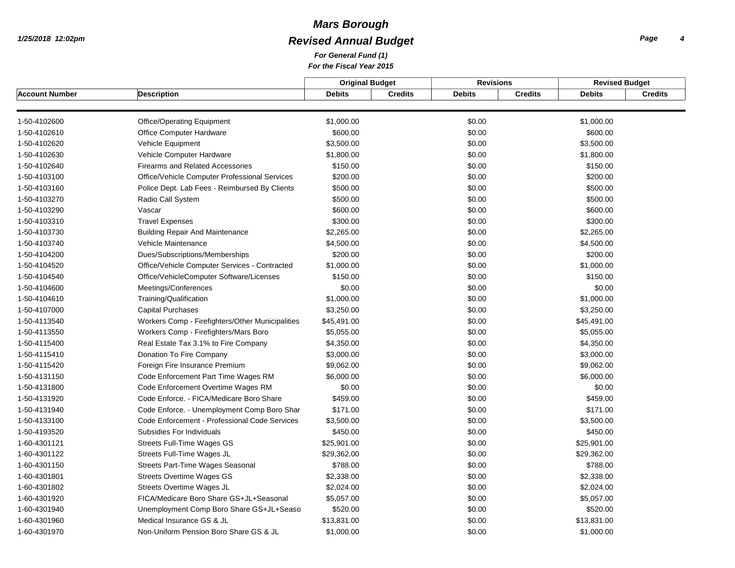# Mars Borough

## Revised Annual Budget

***For General Fund (1)***

***For the Fiscal Year 2015***

| Account Number | Description | Original Budget | | Revisions | | Revised Budget | |
|---|---|---|---|---|---|---|---|
| | | Debits | Credits | Debits | Credits | Debits | Credits |
| 1-50-4102600 | Office/Operating Equipment | $1,000.00 | | $0.00 | | $1,000.00 | |
| 1-50-4102610 | Office Computer Hardware | $600.00 | | $0.00 | | $600.00 | |
| 1-50-4102620 | Vehicle Equipment | $3,500.00 | | $0.00 | | $3,500.00 | |
| 1-50-4102630 | Vehicle Computer Hardware | $1,800.00 | | $0.00 | | $1,800.00 | |
| 1-50-4102640 | Firearms and Related Accessories | $150.00 | | $0.00 | | $150.00 | |
| 1-50-4103100 | Office/Vehicle Computer Professional Services | $200.00 | | $0.00 | | $200.00 | |
| 1-50-4103160 | Police Dept. Lab Fees - Reimbursed By Clients | $500.00 | | $0.00 | | $500.00 | |
| 1-50-4103270 | Radio Call System | $500.00 | | $0.00 | | $500.00 | |
| 1-50-4103290 | Vascar | $600.00 | | $0.00 | | $600.00 | |
| 1-50-4103310 | Travel Expenses | $300.00 | | $0.00 | | $300.00 | |
| 1-50-4103730 | Building Repair And Maintenance | $2,265.00 | | $0.00 | | $2,265.00 | |
| 1-50-4103740 | Vehicle Maintenance | $4,500.00 | | $0.00 | | $4,500.00 | |
| 1-50-4104200 | Dues/Subscriptions/Memberships | $200.00 | | $0.00 | | $200.00 | |
| 1-50-4104520 | Office/Vehicle Computer Services - Contracted | $1,000.00 | | $0.00 | | $1,000.00 | |
| 1-50-4104540 | Office/VehicleComputer Software/Licenses | $150.00 | | $0.00 | | $150.00 | |
| 1-50-4104600 | Meetings/Conferences | $0.00 | | $0.00 | | $0.00 | |
| 1-50-4104610 | Training/Qualification | $1,000.00 | | $0.00 | | $1,000.00 | |
| 1-50-4107000 | Capital Purchases | $3,250.00 | | $0.00 | | $3,250.00 | |
| 1-50-4113540 | Workers Comp - Firefighters/Other Municipalities | $45,491.00 | | $0.00 | | $45,491.00 | |
| 1-50-4113550 | Workers Comp - Firefighters/Mars Boro | $5,055.00 | | $0.00 | | $5,055.00 | |
| 1-50-4115400 | Real Estate Tax 3.1% to Fire Company | $4,350.00 | | $0.00 | | $4,350.00 | |
| 1-50-4115410 | Donation To Fire Company | $3,000.00 | | $0.00 | | $3,000.00 | |
| 1-50-4115420 | Foreign Fire Insurance Premium | $9,062.00 | | $0.00 | | $9,062.00 | |
| 1-50-4131150 | Code Enforcement Part Time Wages RM | $6,000.00 | | $0.00 | | $6,000.00 | |
| 1-50-4131800 | Code Enforcement Overtime Wages RM | $0.00 | | $0.00 | | $0.00 | |
| 1-50-4131920 | Code Enforce. - FICA/Medicare Boro Share | $459.00 | | $0.00 | | $459.00 | |
| 1-50-4131940 | Code Enforce. - Unemployment Comp Boro Shar | $171.00 | | $0.00 | | $171.00 | |
| 1-50-4133100 | Code Enforcement - Professional Code Services | $3,500.00 | | $0.00 | | $3,500.00 | |
| 1-50-4193520 | Subsidies For Individuals | $450.00 | | $0.00 | | $450.00 | |
| 1-60-4301121 | Streets Full-Time Wages GS | $25,901.00 | | $0.00 | | $25,901.00 | |
| 1-60-4301122 | Streets Full-Time Wages JL | $29,362.00 | | $0.00 | | $29,362.00 | |
| 1-60-4301150 | Streets Part-Time Wages Seasonal | $788.00 | | $0.00 | | $788.00 | |
| 1-60-4301801 | Streets Overtime Wages GS | $2,338.00 | | $0.00 | | $2,338.00 | |
| 1-60-4301802 | Streets Overtime Wages JL | $2,024.00 | | $0.00 | | $2,024.00 | |
| 1-60-4301920 | FICA/Medicare Boro Share GS+JL+Seasonal | $5,057.00 | | $0.00 | | $5,057.00 | |
| 1-60-4301940 | Unemployment Comp Boro Share GS+JL+Seaso | $520.00 | | $0.00 | | $520.00 | |
| 1-60-4301960 | Medical Insurance GS & JL | $13,831.00 | | $0.00 | | $13,831.00 | |
| 1-60-4301970 | Non-Uniform Pension Boro Share GS & JL | $1,000.00 | | $0.00 | | $1,000.00 | |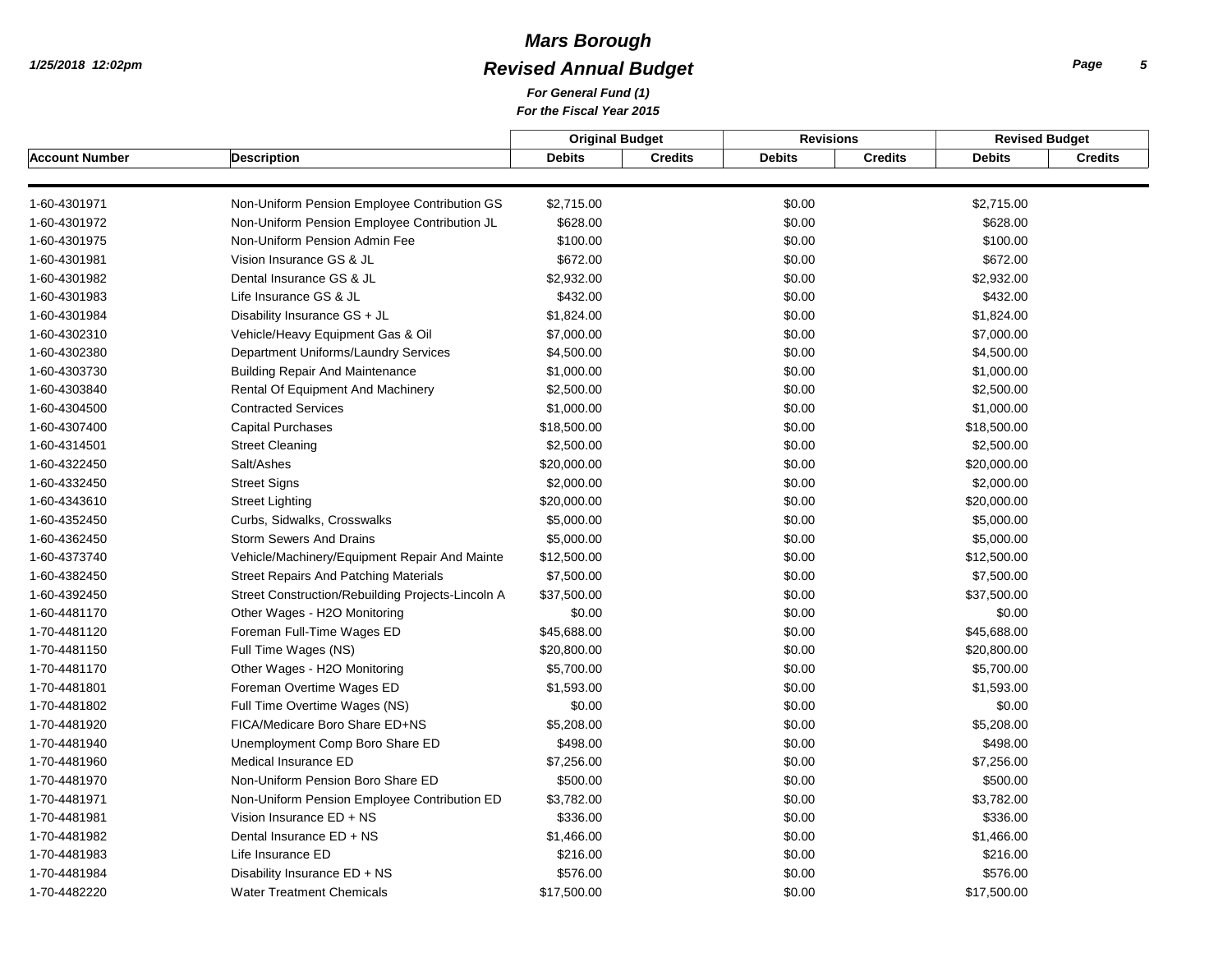# Mars Borough

## Revised Annual Budget

*For General Fund (1)*

*For the Fiscal Year 2015*

| | | Original Budget | | Revisions | | Revised Budget | |
|---|---|---|---|---|---|---|---|
| **Account Number** | **Description** | **Debits** | **Credits** | **Debits** | **Credits** | **Debits** | **Credits** |
| 1-60-4301971 | Non-Uniform Pension Employee Contribution GS | $2,715.00 | | $0.00 | | $2,715.00 | |
| 1-60-4301972 | Non-Uniform Pension Employee Contribution JL | $628.00 | | $0.00 | | $628.00 | |
| 1-60-4301975 | Non-Uniform Pension Admin Fee | $100.00 | | $0.00 | | $100.00 | |
| 1-60-4301981 | Vision Insurance GS & JL | $672.00 | | $0.00 | | $672.00 | |
| 1-60-4301982 | Dental Insurance GS & JL | $2,932.00 | | $0.00 | | $2,932.00 | |
| 1-60-4301983 | Life Insurance GS & JL | $432.00 | | $0.00 | | $432.00 | |
| 1-60-4301984 | Disability Insurance GS + JL | $1,824.00 | | $0.00 | | $1,824.00 | |
| 1-60-4302310 | Vehicle/Heavy Equipment Gas & Oil | $7,000.00 | | $0.00 | | $7,000.00 | |
| 1-60-4302380 | Department Uniforms/Laundry Services | $4,500.00 | | $0.00 | | $4,500.00 | |
| 1-60-4303730 | Building Repair And Maintenance | $1,000.00 | | $0.00 | | $1,000.00 | |
| 1-60-4303840 | Rental Of Equipment And Machinery | $2,500.00 | | $0.00 | | $2,500.00 | |
| 1-60-4304500 | Contracted Services | $1,000.00 | | $0.00 | | $1,000.00 | |
| 1-60-4307400 | Capital Purchases | $18,500.00 | | $0.00 | | $18,500.00 | |
| 1-60-4314501 | Street Cleaning | $2,500.00 | | $0.00 | | $2,500.00 | |
| 1-60-4322450 | Salt/Ashes | $20,000.00 | | $0.00 | | $20,000.00 | |
| 1-60-4332450 | Street Signs | $2,000.00 | | $0.00 | | $2,000.00 | |
| 1-60-4343610 | Street Lighting | $20,000.00 | | $0.00 | | $20,000.00 | |
| 1-60-4352450 | Curbs, Sidwalks, Crosswalks | $5,000.00 | | $0.00 | | $5,000.00 | |
| 1-60-4362450 | Storm Sewers And Drains | $5,000.00 | | $0.00 | | $5,000.00 | |
| 1-60-4373740 | Vehicle/Machinery/Equipment Repair And Mainte | $12,500.00 | | $0.00 | | $12,500.00 | |
| 1-60-4382450 | Street Repairs And Patching Materials | $7,500.00 | | $0.00 | | $7,500.00 | |
| 1-60-4392450 | Street Construction/Rebuilding Projects-Lincoln A | $37,500.00 | | $0.00 | | $37,500.00 | |
| 1-60-4481170 | Other Wages - H2O Monitoring | $0.00 | | $0.00 | | $0.00 | |
| 1-70-4481120 | Foreman Full-Time Wages ED | $45,688.00 | | $0.00 | | $45,688.00 | |
| 1-70-4481150 | Full Time Wages (NS) | $20,800.00 | | $0.00 | | $20,800.00 | |
| 1-70-4481170 | Other Wages - H2O Monitoring | $5,700.00 | | $0.00 | | $5,700.00 | |
| 1-70-4481801 | Foreman Overtime Wages ED | $1,593.00 | | $0.00 | | $1,593.00 | |
| 1-70-4481802 | Full Time Overtime Wages (NS) | $0.00 | | $0.00 | | $0.00 | |
| 1-70-4481920 | FICA/Medicare Boro Share ED+NS | $5,208.00 | | $0.00 | | $5,208.00 | |
| 1-70-4481940 | Unemployment Comp Boro Share ED | $498.00 | | $0.00 | | $498.00 | |
| 1-70-4481960 | Medical Insurance ED | $7,256.00 | | $0.00 | | $7,256.00 | |
| 1-70-4481970 | Non-Uniform Pension Boro Share ED | $500.00 | | $0.00 | | $500.00 | |
| 1-70-4481971 | Non-Uniform Pension Employee Contribution ED | $3,782.00 | | $0.00 | | $3,782.00 | |
| 1-70-4481981 | Vision Insurance ED + NS | $336.00 | | $0.00 | | $336.00 | |
| 1-70-4481982 | Dental Insurance ED + NS | $1,466.00 | | $0.00 | | $1,466.00 | |
| 1-70-4481983 | Life Insurance ED | $216.00 | | $0.00 | | $216.00 | |
| 1-70-4481984 | Disability Insurance ED + NS | $576.00 | | $0.00 | | $576.00 | |
| 1-70-4482220 | Water Treatment Chemicals | $17,500.00 | | $0.00 | | $17,500.00 | |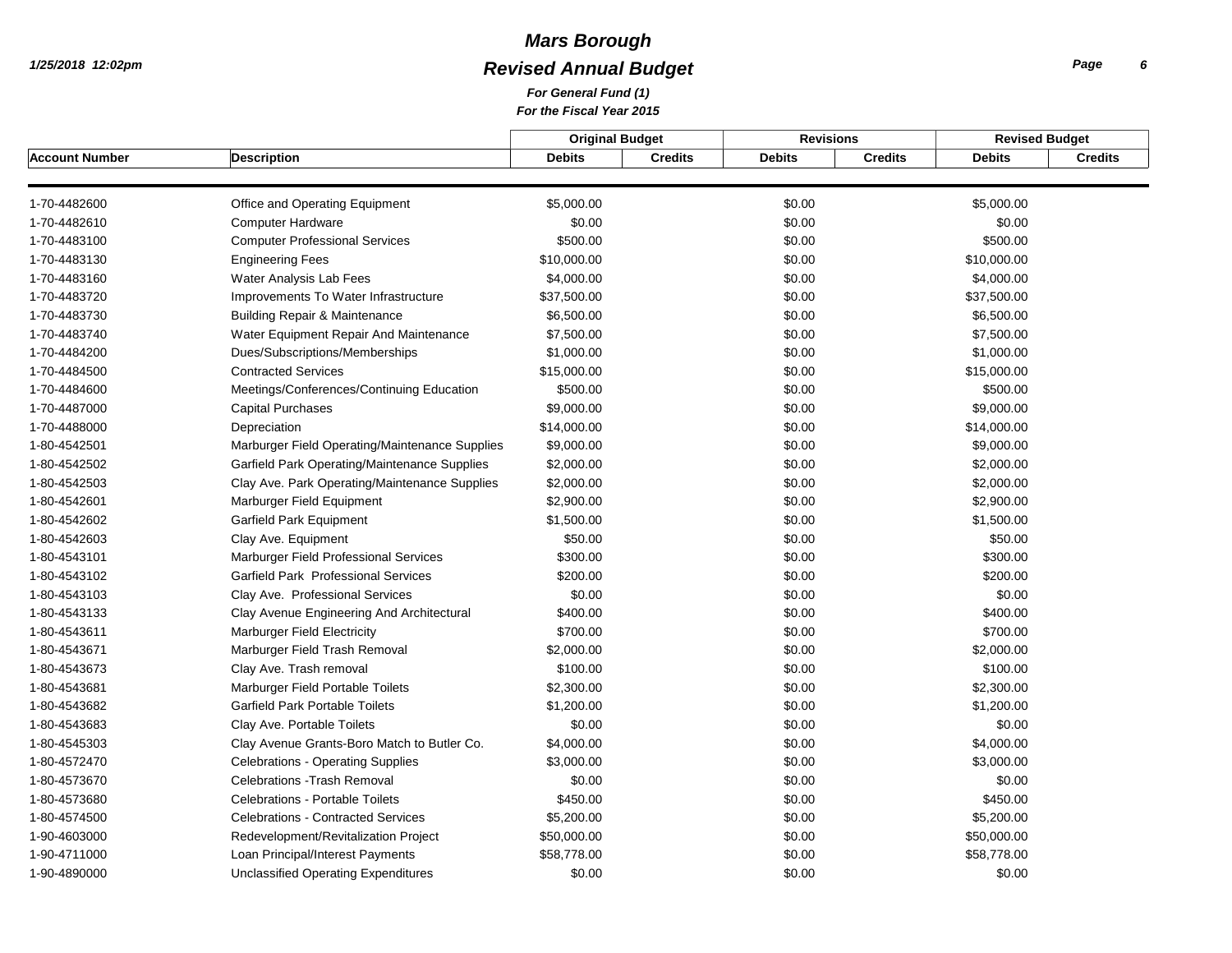# Mars Borough

## Revised Annual Budget

*For General Fund (1)*

*For the Fiscal Year 2015*

| | | Original Budget | | Revisions | | Revised Budget | |
|---|---|---|---|---|---|---|---|
| **Account Number** | **Description** | **Debits** | **Credits** | **Debits** | **Credits** | **Debits** | **Credits** |
| 1-70-4482600 | Office and Operating Equipment | $5,000.00 | | $0.00 | | $5,000.00 | |
| 1-70-4482610 | Computer Hardware | $0.00 | | $0.00 | | $0.00 | |
| 1-70-4483100 | Computer Professional Services | $500.00 | | $0.00 | | $500.00 | |
| 1-70-4483130 | Engineering Fees | $10,000.00 | | $0.00 | | $10,000.00 | |
| 1-70-4483160 | Water Analysis Lab Fees | $4,000.00 | | $0.00 | | $4,000.00 | |
| 1-70-4483720 | Improvements To Water Infrastructure | $37,500.00 | | $0.00 | | $37,500.00 | |
| 1-70-4483730 | Building Repair & Maintenance | $6,500.00 | | $0.00 | | $6,500.00 | |
| 1-70-4483740 | Water Equipment Repair And Maintenance | $7,500.00 | | $0.00 | | $7,500.00 | |
| 1-70-4484200 | Dues/Subscriptions/Memberships | $1,000.00 | | $0.00 | | $1,000.00 | |
| 1-70-4484500 | Contracted Services | $15,000.00 | | $0.00 | | $15,000.00 | |
| 1-70-4484600 | Meetings/Conferences/Continuing Education | $500.00 | | $0.00 | | $500.00 | |
| 1-70-4487000 | Capital Purchases | $9,000.00 | | $0.00 | | $9,000.00 | |
| 1-70-4488000 | Depreciation | $14,000.00 | | $0.00 | | $14,000.00 | |
| 1-80-4542501 | Marburger Field Operating/Maintenance Supplies | $9,000.00 | | $0.00 | | $9,000.00 | |
| 1-80-4542502 | Garfield Park Operating/Maintenance Supplies | $2,000.00 | | $0.00 | | $2,000.00 | |
| 1-80-4542503 | Clay Ave. Park Operating/Maintenance Supplies | $2,000.00 | | $0.00 | | $2,000.00 | |
| 1-80-4542601 | Marburger Field Equipment | $2,900.00 | | $0.00 | | $2,900.00 | |
| 1-80-4542602 | Garfield Park Equipment | $1,500.00 | | $0.00 | | $1,500.00 | |
| 1-80-4542603 | Clay Ave. Equipment | $50.00 | | $0.00 | | $50.00 | |
| 1-80-4543101 | Marburger Field Professional Services | $300.00 | | $0.00 | | $300.00 | |
| 1-80-4543102 | Garfield Park Professional Services | $200.00 | | $0.00 | | $200.00 | |
| 1-80-4543103 | Clay Ave. Professional Services | $0.00 | | $0.00 | | $0.00 | |
| 1-80-4543133 | Clay Avenue Engineering And Architectural | $400.00 | | $0.00 | | $400.00 | |
| 1-80-4543611 | Marburger Field Electricity | $700.00 | | $0.00 | | $700.00 | |
| 1-80-4543671 | Marburger Field Trash Removal | $2,000.00 | | $0.00 | | $2,000.00 | |
| 1-80-4543673 | Clay Ave. Trash removal | $100.00 | | $0.00 | | $100.00 | |
| 1-80-4543681 | Marburger Field Portable Toilets | $2,300.00 | | $0.00 | | $2,300.00 | |
| 1-80-4543682 | Garfield Park Portable Toilets | $1,200.00 | | $0.00 | | $1,200.00 | |
| 1-80-4543683 | Clay Ave. Portable Toilets | $0.00 | | $0.00 | | $0.00 | |
| 1-80-4545303 | Clay Avenue Grants-Boro Match to Butler Co. | $4,000.00 | | $0.00 | | $4,000.00 | |
| 1-80-4572470 | Celebrations - Operating Supplies | $3,000.00 | | $0.00 | | $3,000.00 | |
| 1-80-4573670 | Celebrations -Trash Removal | $0.00 | | $0.00 | | $0.00 | |
| 1-80-4573680 | Celebrations - Portable Toilets | $450.00 | | $0.00 | | $450.00 | |
| 1-80-4574500 | Celebrations - Contracted Services | $5,200.00 | | $0.00 | | $5,200.00 | |
| 1-90-4603000 | Redevelopment/Revitalization Project | $50,000.00 | | $0.00 | | $50,000.00 | |
| 1-90-4711000 | Loan Principal/Interest Payments | $58,778.00 | | $0.00 | | $58,778.00 | |
| 1-90-4890000 | Unclassified Operating Expenditures | $0.00 | | $0.00 | | $0.00 | |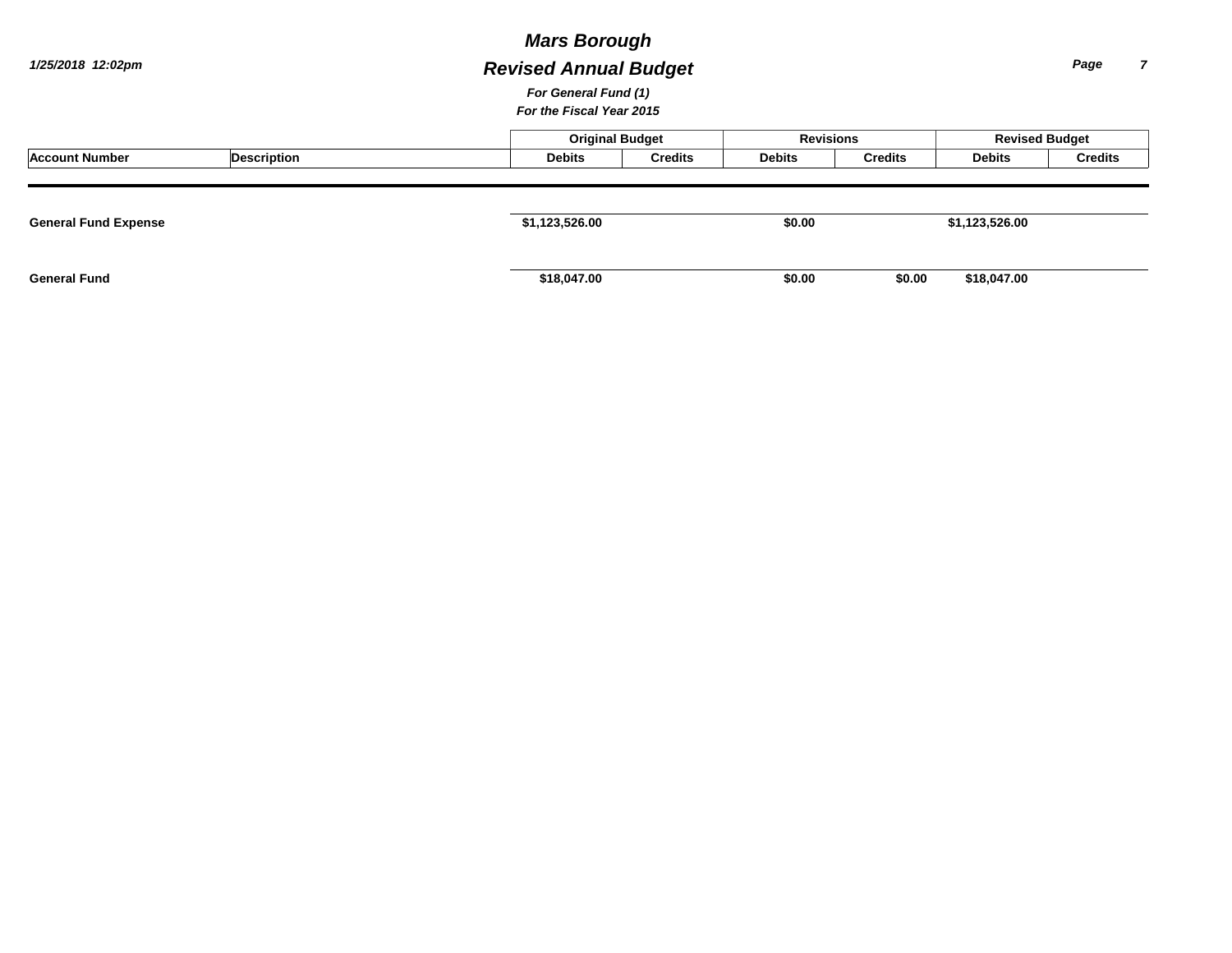# Mars Borough

1/25/2018 12:02pm

## Revised Annual Budget

***For General Fund (1)***

***For the Fiscal Year 2015***

| | | Original Budget | | Revisions | | Revised Budget | |
|---|---|---|---|---|---|---|---|
| **Account Number** | **Description** | **Debits** | **Credits** | **Debits** | **Credits** | **Debits** | **Credits** |
| **General Fund Expense** | | **$1,123,526.00** | | **$0.00** | | **$1,123,526.00** | |
| **General Fund** | | **$18,047.00** | | **$0.00** | **$0.00** | **$18,047.00** | |